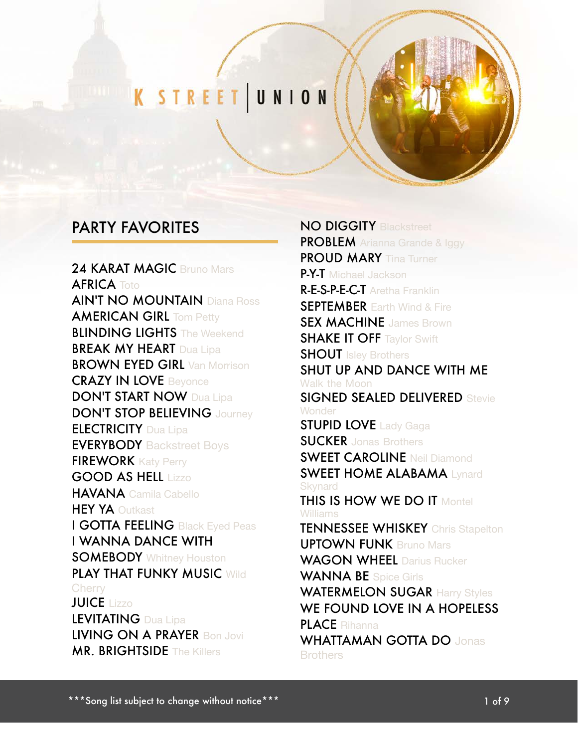# K STREET | UNION

## PARTY FAVORITES

**24 KARAT MAGIC** Bruno Mars
**AFRICA** Toto
**AIN'T NO MOUNTAIN** Diana Ross
**AMERICAN GIRL** Tom Petty
**BLINDING LIGHTS** The Weekend
**BREAK MY HEART** Dua Lipa
**BROWN EYED GIRL** Van Morrison
**CRAZY IN LOVE** Beyonce
**DON'T START NOW** Dua Lipa
**DON'T STOP BELIEVING** Journey
**ELECTRICITY** Dua Lipa
**EVERYBODY** Backstreet Boys
**FIREWORK** Katy Perry
**GOOD AS HELL** Lizzo
**HAVANA** Camila Cabello
**HEY YA** Outkast
**I GOTTA FEELING** Black Eyed Peas
**I WANNA DANCE WITH SOMEBODY** Whitney Houston
**PLAY THAT FUNKY MUSIC** Wild Cherry
**JUICE** Lizzo
**LEVITATING** Dua Lipa
**LIVING ON A PRAYER** Bon Jovi
**MR. BRIGHTSIDE** The Killers
**NO DIGGITY** Blackstreet
**PROBLEM** Arianna Grande & Iggy
**PROUD MARY** Tina Turner
**P-Y-T** Michael Jackson
**R-E-S-P-E-C-T** Aretha Franklin
**SEPTEMBER** Earth Wind & Fire
**SEX MACHINE** James Brown
**SHAKE IT OFF** Taylor Swift
**SHOUT** Isley Brothers
**SHUT UP AND DANCE WITH ME** Walk the Moon
**SIGNED SEALED DELIVERED** Stevie Wonder
**STUPID LOVE** Lady Gaga
**SUCKER** Jonas Brothers
**SWEET CAROLINE** Neil Diamond
**SWEET HOME ALABAMA** Lynard Skynard
**THIS IS HOW WE DO IT** Montel Williams
**TENNESSEE WHISKEY** Chris Stapelton
**UPTOWN FUNK** Bruno Mars
**WAGON WHEEL** Darius Rucker
**WANNA BE** Spice Girls
**WATERMELON SUGAR** Harry Styles
**WE FOUND LOVE IN A HOPELESS PLACE** Rihanna
**WHATTAMAN GOTTA DO** Jonas Brothers

***Song list subject to change without notice***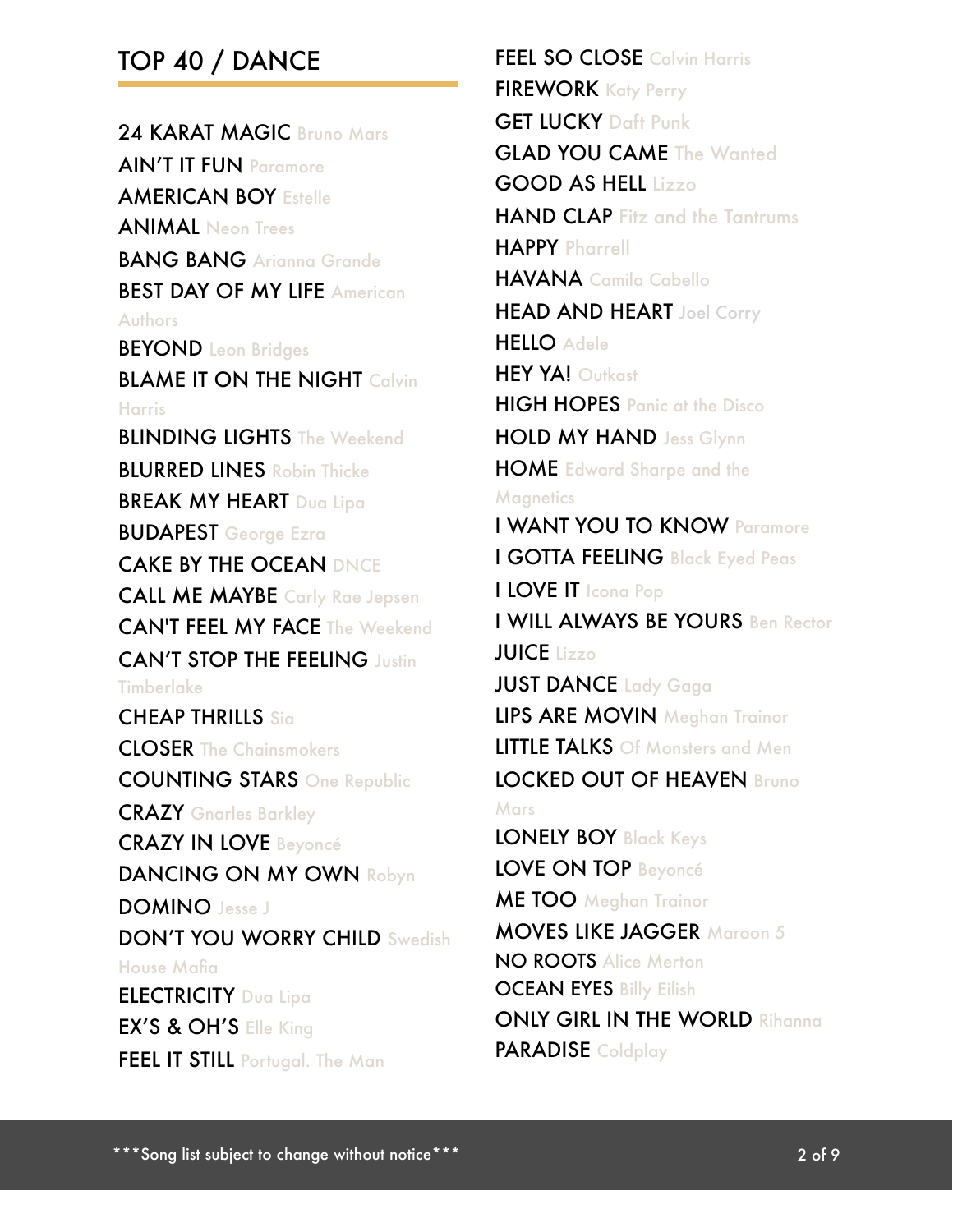## TOP 40 / DANCE

24 KARAT MAGIC Bruno Mars
AIN'T IT FUN Paramore
AMERICAN BOY Estelle
ANIMAL Neon Trees
BANG BANG Arianna Grande
BEST DAY OF MY LIFE American Authors
BEYOND Leon Bridges
BLAME IT ON THE NIGHT Calvin Harris
BLINDING LIGHTS The Weekend
BLURRED LINES Robin Thicke
BREAK MY HEART Dua Lipa
BUDAPEST George Ezra
CAKE BY THE OCEAN DNCE
CALL ME MAYBE Carly Rae Jepsen
CAN'T FEEL MY FACE The Weekend
CAN'T STOP THE FEELING Justin Timberlake
CHEAP THRILLS Sia
CLOSER The Chainsmokers
COUNTING STARS One Republic
CRAZY Gnarles Barkley
CRAZY IN LOVE Beyoncé
DANCING ON MY OWN Robyn
DOMINO Jesse J
DON'T YOU WORRY CHILD Swedish House Mafia
ELECTRICITY Dua Lipa
EX'S & OH'S Elle King
FEEL IT STILL Portugal. The Man
FEEL SO CLOSE Calvin Harris
FIREWORK Katy Perry
GET LUCKY Daft Punk
GLAD YOU CAME The Wanted
GOOD AS HELL Lizzo
HAND CLAP Fitz and the Tantrums
HAPPY Pharrell
HAVANA Camila Cabello
HEAD AND HEART Joel Corry
HELLO Adele
HEY YA! Outkast
HIGH HOPES Panic at the Disco
HOLD MY HAND Jess Glynn
HOME Edward Sharpe and the Magnetics
I WANT YOU TO KNOW Paramore
I GOTTA FEELING Black Eyed Peas
I LOVE IT Icona Pop
I WILL ALWAYS BE YOURS Ben Rector
JUICE Lizzo
JUST DANCE Lady Gaga
LIPS ARE MOVIN Meghan Trainor
LITTLE TALKS Of Monsters and Men
LOCKED OUT OF HEAVEN Bruno Mars
LONELY BOY Black Keys
LOVE ON TOP Beyoncé
ME TOO Meghan Trainor
MOVES LIKE JAGGER Maroon 5
NO ROOTS Alice Merton
OCEAN EYES Billy Eilish
ONLY GIRL IN THE WORLD Rihanna
PARADISE Coldplay

***Song list subject to change without notice***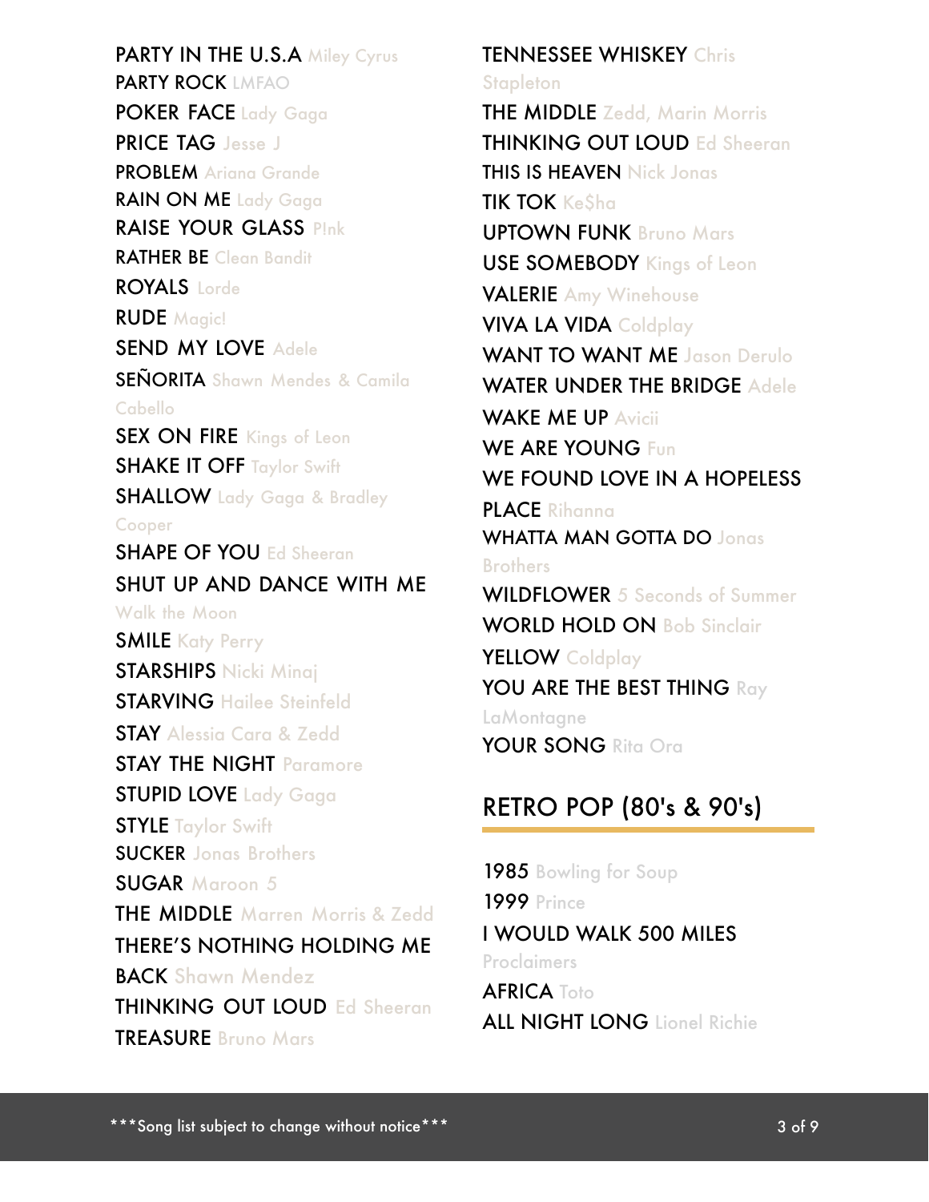PARTY IN THE U.S.A Miley Cyrus
PARTY ROCK LMFAO
POKER FACE Lady Gaga
PRICE TAG Jesse J
PROBLEM Ariana Grande
RAIN ON ME Lady Gaga
RAISE YOUR GLASS P!nk
RATHER BE Clean Bandit
ROYALS Lorde
RUDE Magic!
SEND MY LOVE Adele
SEÑORITA Shawn Mendes & Camila Cabello
SEX ON FIRE Kings of Leon
SHAKE IT OFF Taylor Swift
SHALLOW Lady Gaga & Bradley Cooper
SHAPE OF YOU Ed Sheeran
SHUT UP AND DANCE WITH ME Walk the Moon
SMILE Katy Perry
STARSHIPS Nicki Minaj
STARVING Hailee Steinfeld
STAY Alessia Cara & Zedd
STAY THE NIGHT Paramore
STUPID LOVE Lady Gaga
STYLE Taylor Swift
SUCKER Jonas Brothers
SUGAR Maroon 5
THE MIDDLE Marren Morris & Zedd
THERE'S NOTHING HOLDING ME BACK Shawn Mendez
THINKING OUT LOUD Ed Sheeran
TREASURE Bruno Mars
TENNESSEE WHISKEY Chris Stapleton
THE MIDDLE Zedd, Marin Morris
THINKING OUT LOUD Ed Sheeran
THIS IS HEAVEN Nick Jonas
TIK TOK Ke$ha
UPTOWN FUNK Bruno Mars
USE SOMEBODY Kings of Leon
VALERIE Amy Winehouse
VIVA LA VIDA Coldplay
WANT TO WANT ME Jason Derulo
WATER UNDER THE BRIDGE Adele
WAKE ME UP Avicii
WE ARE YOUNG Fun
WE FOUND LOVE IN A HOPELESS PLACE Rihanna
WHATTA MAN GOTTA DO Jonas Brothers
WILDFLOWER 5 Seconds of Summer
WORLD HOLD ON Bob Sinclair
YELLOW Coldplay
YOU ARE THE BEST THING Ray LaMontagne
YOUR SONG Rita Ora

## RETRO POP (80's & 90's)

1985 Bowling for Soup
1999 Prince
I WOULD WALK 500 MILES Proclaimers
AFRICA Toto
ALL NIGHT LONG Lionel Richie

***Song list subject to change without notice***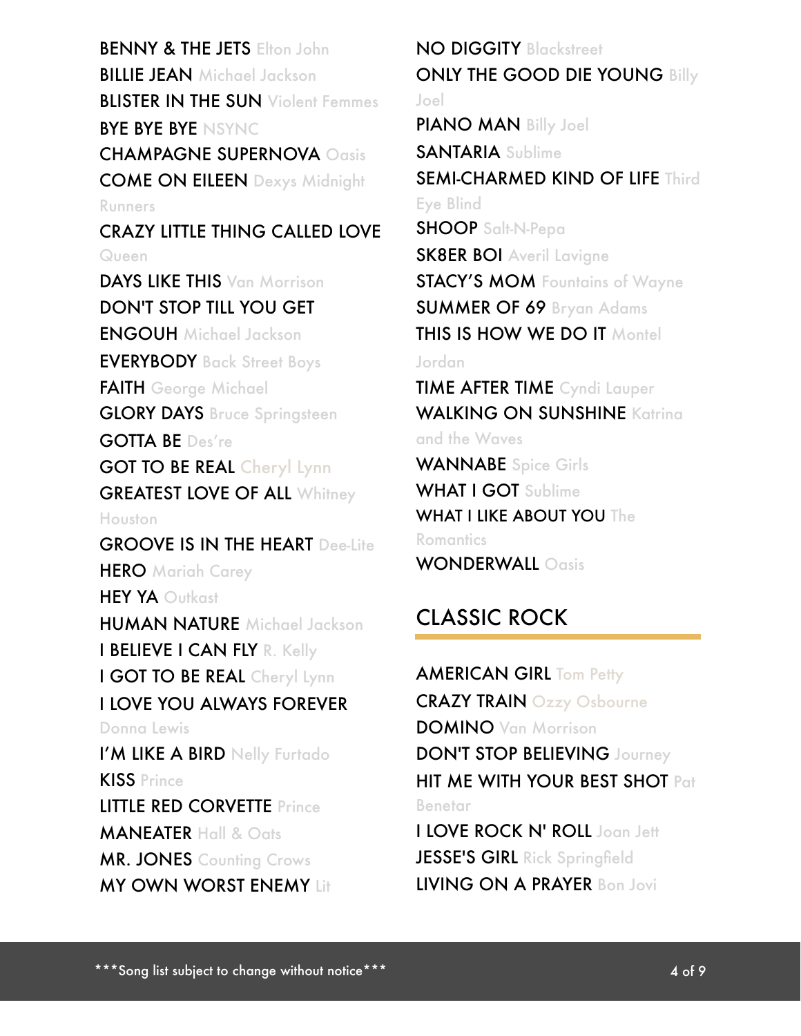**BENNY & THE JETS** Elton John
**BILLIE JEAN** Michael Jackson
**BLISTER IN THE SUN** Violent Femmes
**BYE BYE BYE** NSYNC
**CHAMPAGNE SUPERNOVA** Oasis
**COME ON EILEEN** Dexys Midnight Runners
**CRAZY LITTLE THING CALLED LOVE** Queen
**DAYS LIKE THIS** Van Morrison
**DON'T STOP TILL YOU GET ENGOUH** Michael Jackson
**EVERYBODY** Back Street Boys
**FAITH** George Michael
**GLORY DAYS** Bruce Springsteen
**GOTTA BE** Des're
**GOT TO BE REAL** Cheryl Lynn
**GREATEST LOVE OF ALL** Whitney Houston
**GROOVE IS IN THE HEART** Dee-Lite
**HERO** Mariah Carey
**HEY YA** Outkast
**HUMAN NATURE** Michael Jackson
**I BELIEVE I CAN FLY** R. Kelly
**I GOT TO BE REAL** Cheryl Lynn
**I LOVE YOU ALWAYS FOREVER** Donna Lewis
**I'M LIKE A BIRD** Nelly Furtado
**KISS** Prince
**LITTLE RED CORVETTE** Prince
**MANEATER** Hall & Oats
**MR. JONES** Counting Crows
**MY OWN WORST ENEMY** Lit
**NO DIGGITY** Blackstreet
**ONLY THE GOOD DIE YOUNG** Billy Joel
**PIANO MAN** Billy Joel
**SANTARIA** Sublime
**SEMI-CHARMED KIND OF LIFE** Third Eye Blind
**SHOOP** Salt-N-Pepa
**SK8ER BOI** Averil Lavigne
**STACY'S MOM** Fountains of Wayne
**SUMMER OF 69** Bryan Adams
**THIS IS HOW WE DO IT** Montel Jordan
**TIME AFTER TIME** Cyndi Lauper
**WALKING ON SUNSHINE** Katrina and the Waves
**WANNABE** Spice Girls
**WHAT I GOT** Sublime
**WHAT I LIKE ABOUT YOU** The Romantics
**WONDERWALL** Oasis

## CLASSIC ROCK

**AMERICAN GIRL** Tom Petty
**CRAZY TRAIN** Ozzy Osbourne
**DOMINO** Van Morrison
**DON'T STOP BELIEVING** Journey
**HIT ME WITH YOUR BEST SHOT** Pat Benetar
**I LOVE ROCK N' ROLL** Joan Jett
**JESSE'S GIRL** Rick Springfield
**LIVING ON A PRAYER** Bon Jovi

***Song list subject to change without notice***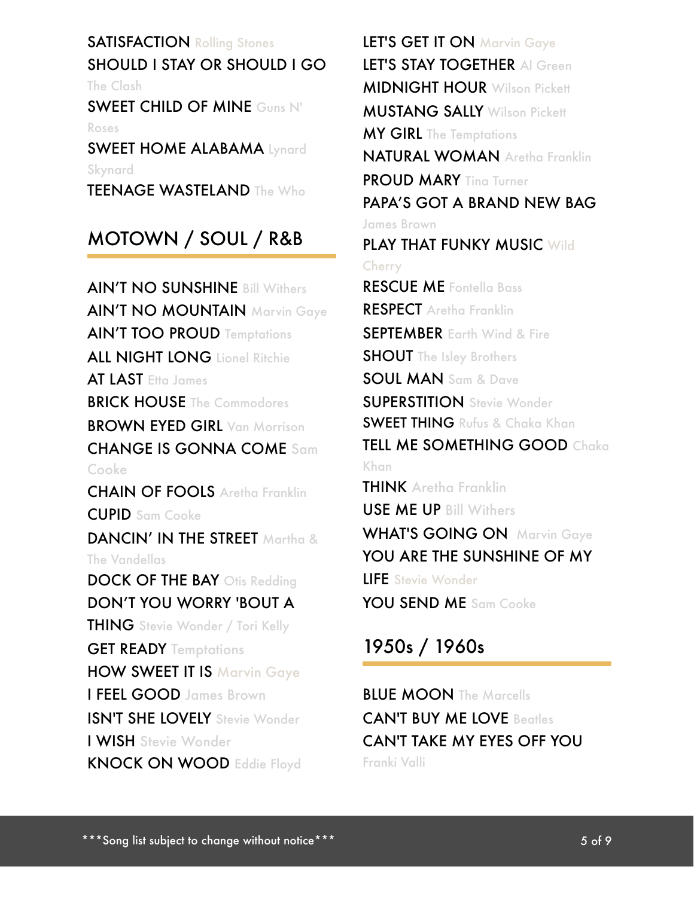SATISFACTION Rolling Stones
SHOULD I STAY OR SHOULD I GO The Clash
SWEET CHILD OF MINE Guns N' Roses
SWEET HOME ALABAMA Lynard Skynard
TEENAGE WASTELAND The Who

## MOTOWN / SOUL / R&B

AIN'T NO SUNSHINE Bill Withers
AIN'T NO MOUNTAIN Marvin Gaye
AIN'T TOO PROUD Temptations
ALL NIGHT LONG Lionel Ritchie
AT LAST Etta James
BRICK HOUSE The Commodores
BROWN EYED GIRL Van Morrison
CHANGE IS GONNA COME Sam Cooke
CHAIN OF FOOLS Aretha Franklin
CUPID Sam Cooke
DANCIN' IN THE STREET Martha & The Vandellas
DOCK OF THE BAY Otis Redding
DON'T YOU WORRY 'BOUT A THING Stevie Wonder / Tori Kelly
GET READY Temptations
HOW SWEET IT IS Marvin Gaye
I FEEL GOOD James Brown
ISN'T SHE LOVELY Stevie Wonder
I WISH Stevie Wonder
KNOCK ON WOOD Eddie Floyd
LET'S GET IT ON Marvin Gaye
LET'S STAY TOGETHER Al Green
MIDNIGHT HOUR Wilson Pickett
MUSTANG SALLY Wilson Pickett
MY GIRL The Temptations
NATURAL WOMAN Aretha Franklin
PROUD MARY Tina Turner
PAPA'S GOT A BRAND NEW BAG James Brown
PLAY THAT FUNKY MUSIC Wild Cherry
RESCUE ME Fontella Bass
RESPECT Aretha Franklin
SEPTEMBER Earth Wind & Fire
SHOUT The Isley Brothers
SOUL MAN Sam & Dave
SUPERSTITION Stevie Wonder
SWEET THING Rufus & Chaka Khan
TELL ME SOMETHING GOOD Chaka Khan
THINK Aretha Franklin
USE ME UP Bill Withers
WHAT'S GOING ON Marvin Gaye
YOU ARE THE SUNSHINE OF MY LIFE Stevie Wonder
YOU SEND ME Sam Cooke

## 1950s / 1960s

BLUE MOON The Marcells
CAN'T BUY ME LOVE Beatles
CAN'T TAKE MY EYES OFF YOU Franki Valli

***Song list subject to change without notice***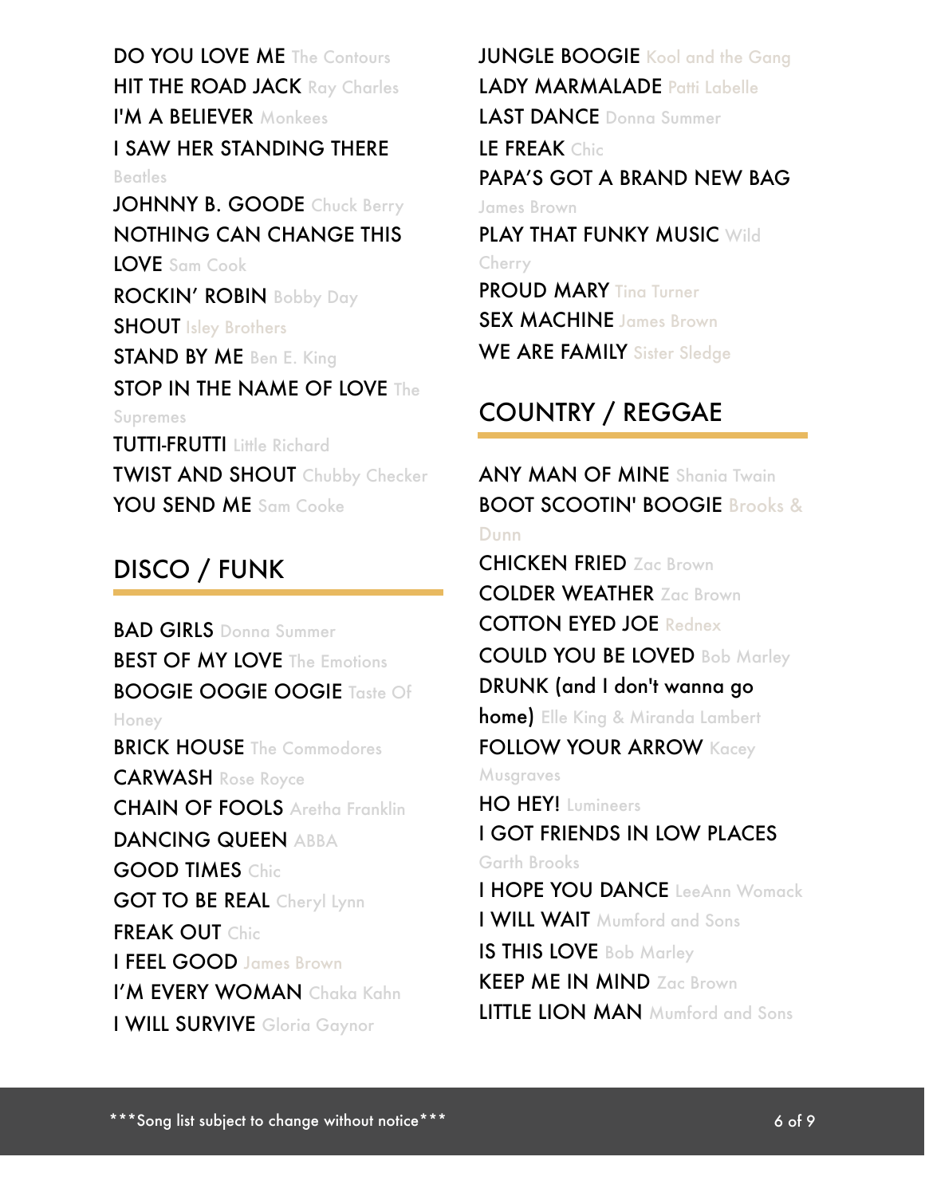DO YOU LOVE ME The Contours
HIT THE ROAD JACK Ray Charles
I'M A BELIEVER Monkees
I SAW HER STANDING THERE Beatles
JOHNNY B. GOODE Chuck Berry
NOTHING CAN CHANGE THIS LOVE Sam Cook
ROCKIN' ROBIN Bobby Day
SHOUT Isley Brothers
STAND BY ME Ben E. King
STOP IN THE NAME OF LOVE The Supremes
TUTTI-FRUTTI Little Richard
TWIST AND SHOUT Chubby Checker
YOU SEND ME Sam Cooke

## DISCO / FUNK

BAD GIRLS Donna Summer
BEST OF MY LOVE The Emotions
BOOGIE OOGIE OOGIE Taste Of Honey
BRICK HOUSE The Commodores
CARWASH Rose Royce
CHAIN OF FOOLS Aretha Franklin
DANCING QUEEN ABBA
GOOD TIMES Chic
GOT TO BE REAL Cheryl Lynn
FREAK OUT Chic
I FEEL GOOD James Brown
I'M EVERY WOMAN Chaka Kahn
I WILL SURVIVE Gloria Gaynor
JUNGLE BOOGIE Kool and the Gang
LADY MARMALADE Patti Labelle
LAST DANCE Donna Summer
LE FREAK Chic
PAPA'S GOT A BRAND NEW BAG James Brown
PLAY THAT FUNKY MUSIC Wild Cherry
PROUD MARY Tina Turner
SEX MACHINE James Brown
WE ARE FAMILY Sister Sledge

## COUNTRY / REGGAE

ANY MAN OF MINE Shania Twain
BOOT SCOOTIN' BOOGIE Brooks & Dunn
CHICKEN FRIED Zac Brown
COLDER WEATHER Zac Brown
COTTON EYED JOE Rednex
COULD YOU BE LOVED Bob Marley
DRUNK (and I don't wanna go home) Elle King & Miranda Lambert
FOLLOW YOUR ARROW Kacey Musgraves
HO HEY! Lumineers
I GOT FRIENDS IN LOW PLACES Garth Brooks
I HOPE YOU DANCE LeeAnn Womack
I WILL WAIT Mumford and Sons
IS THIS LOVE Bob Marley
KEEP ME IN MIND Zac Brown
LITTLE LION MAN Mumford and Sons

***Song list subject to change without notice***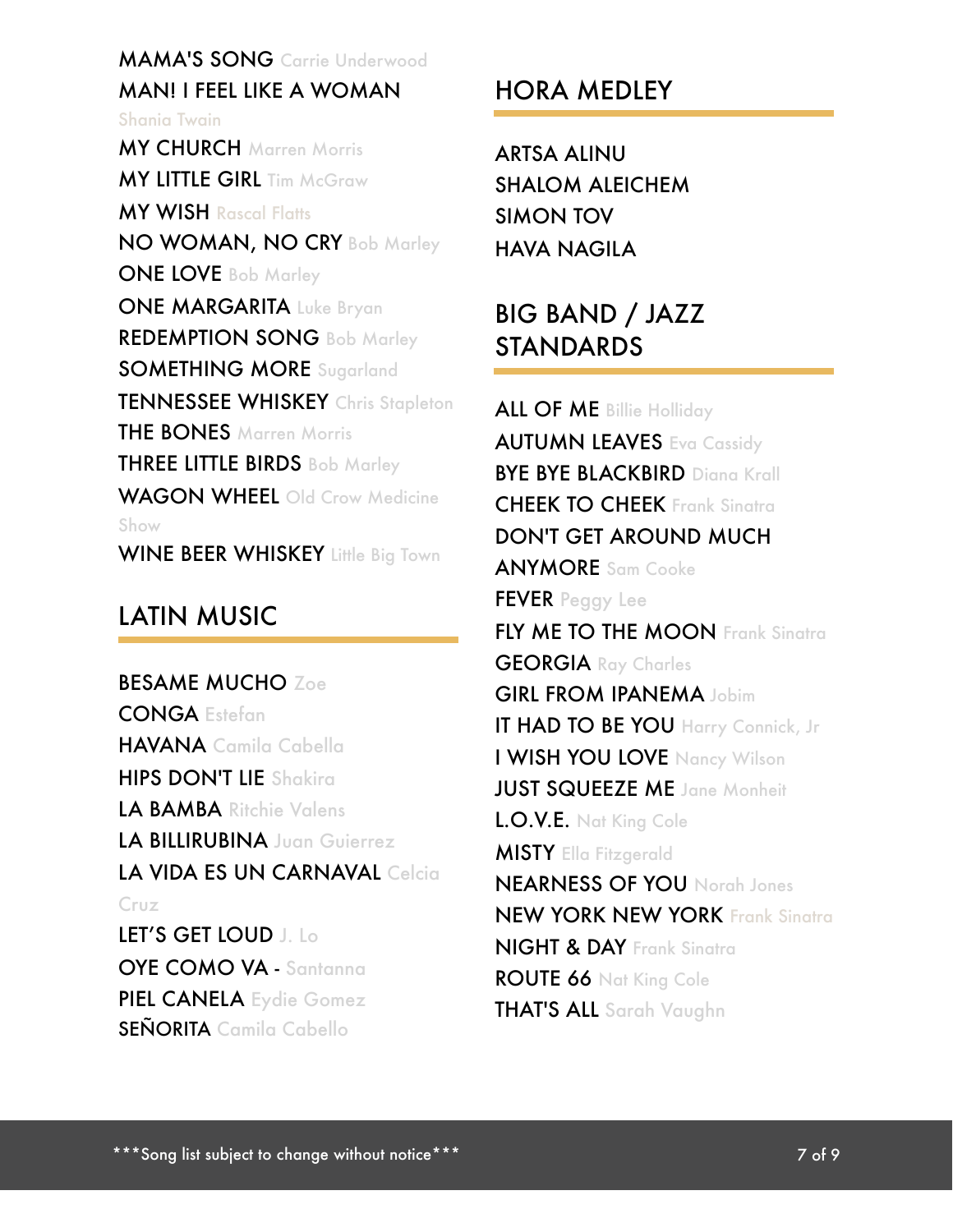MAMA'S SONG Carrie Underwood
MAN! I FEEL LIKE A WOMAN Shania Twain
MY CHURCH Marren Morris
MY LITTLE GIRL Tim McGraw
MY WISH Rascal Flatts
NO WOMAN, NO CRY Bob Marley
ONE LOVE Bob Marley
ONE MARGARITA Luke Bryan
REDEMPTION SONG Bob Marley
SOMETHING MORE Sugarland
TENNESSEE WHISKEY Chris Stapleton
THE BONES Marren Morris
THREE LITTLE BIRDS Bob Marley
WAGON WHEEL Old Crow Medicine Show
WINE BEER WHISKEY Little Big Town

## LATIN MUSIC

BESAME MUCHO Zoe
CONGA Estefan
HAVANA Camila Cabella
HIPS DON'T LIE Shakira
LA BAMBA Ritchie Valens
LA BILLIRUBINA Juan Guierrez
LA VIDA ES UN CARNAVAL Celcia Cruz
LET'S GET LOUD J. Lo
OYE COMO VA - Santanna
PIEL CANELA Eydie Gomez
SEÑORITA Camila Cabello

## HORA MEDLEY

ARTSA ALINU
SHALOM ALEICHEM
SIMON TOV
HAVA NAGILA

## BIG BAND / JAZZ STANDARDS

ALL OF ME Billie Holliday
AUTUMN LEAVES Eva Cassidy
BYE BYE BLACKBIRD Diana Krall
CHEEK TO CHEEK Frank Sinatra
DON'T GET AROUND MUCH ANYMORE Sam Cooke
FEVER Peggy Lee
FLY ME TO THE MOON Frank Sinatra
GEORGIA Ray Charles
GIRL FROM IPANEMA Jobim
IT HAD TO BE YOU Harry Connick, Jr
I WISH YOU LOVE Nancy Wilson
JUST SQUEEZE ME Jane Monheit
L.O.V.E. Nat King Cole
MISTY Ella Fitzgerald
NEARNESS OF YOU Norah Jones
NEW YORK NEW YORK Frank Sinatra
NIGHT & DAY Frank Sinatra
ROUTE 66 Nat King Cole
THAT'S ALL Sarah Vaughn

***Song list subject to change without notice***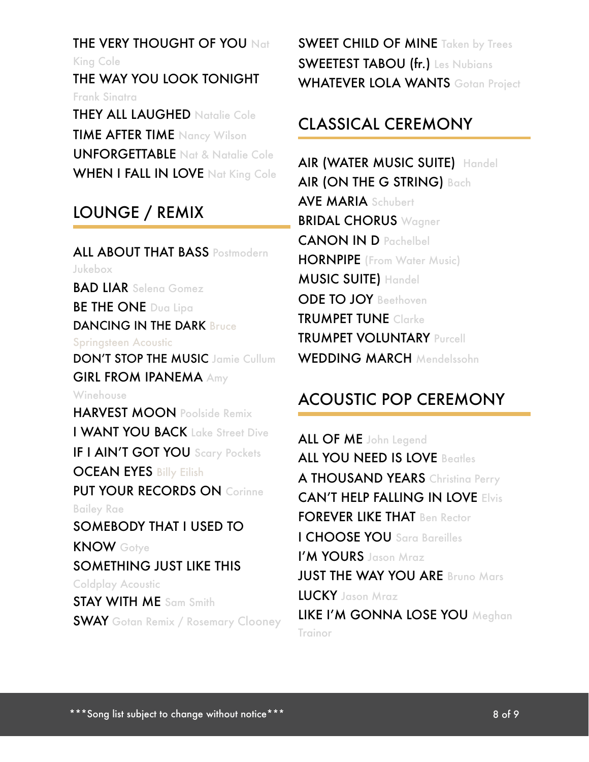THE VERY THOUGHT OF YOU Nat King Cole
THE WAY YOU LOOK TONIGHT Frank Sinatra
THEY ALL LAUGHED Natalie Cole
TIME AFTER TIME Nancy Wilson
UNFORGETTABLE Nat & Natalie Cole
WHEN I FALL IN LOVE Nat King Cole

## LOUNGE / REMIX

ALL ABOUT THAT BASS Postmodern Jukebox
BAD LIAR Selena Gomez
BE THE ONE Dua Lipa
DANCING IN THE DARK Bruce Springsteen Acoustic
DON'T STOP THE MUSIC Jamie Cullum
GIRL FROM IPANEMA Amy Winehouse
HARVEST MOON Poolside Remix
I WANT YOU BACK Lake Street Dive
IF I AIN'T GOT YOU Scary Pockets
OCEAN EYES Billy Eilish
PUT YOUR RECORDS ON Corinne Bailey Rae
SOMEBODY THAT I USED TO KNOW Gotye
SOMETHING JUST LIKE THIS Coldplay Acoustic
STAY WITH ME Sam Smith
SWAY Gotan Remix / Rosemary Clooney
SWEET CHILD OF MINE Taken by Trees
SWEETEST TABOU (fr.) Les Nubians
WHATEVER LOLA WANTS Gotan Project

## CLASSICAL CEREMONY

AIR (WATER MUSIC SUITE) Handel
AIR (ON THE G STRING) Bach
AVE MARIA Schubert
BRIDAL CHORUS Wagner
CANON IN D Pachelbel
HORNPIPE (From Water Music)
MUSIC SUITE) Handel
ODE TO JOY Beethoven
TRUMPET TUNE Clarke
TRUMPET VOLUNTARY Purcell
WEDDING MARCH Mendelssohn

## ACOUSTIC POP CEREMONY

ALL OF ME John Legend
ALL YOU NEED IS LOVE Beatles
A THOUSAND YEARS Christina Perry
CAN'T HELP FALLING IN LOVE Elvis
FOREVER LIKE THAT Ben Rector
I CHOOSE YOU Sara Bareilles
I'M YOURS Jason Mraz
JUST THE WAY YOU ARE Bruno Mars
LUCKY Jason Mraz
LIKE I'M GONNA LOSE YOU Meghan Trainor

***Song list subject to change without notice***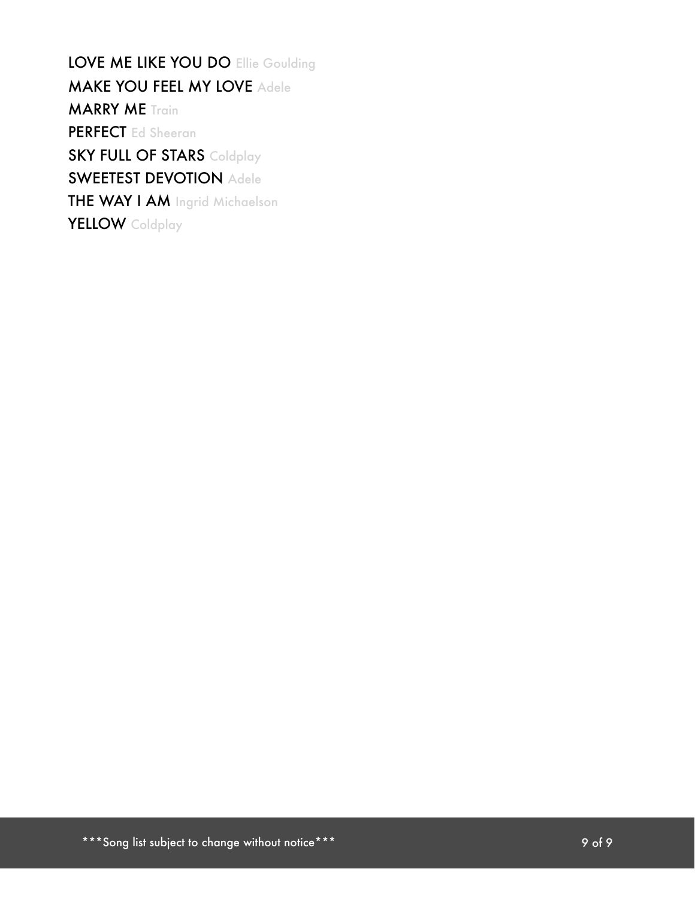LOVE ME LIKE YOU DO Ellie Goulding
MAKE YOU FEEL MY LOVE Adele
MARRY ME Train
PERFECT Ed Sheeran
SKY FULL OF STARS Coldplay
SWEETEST DEVOTION Adele
THE WAY I AM Ingrid Michaelson
YELLOW Coldplay

***Song list subject to change without notice***